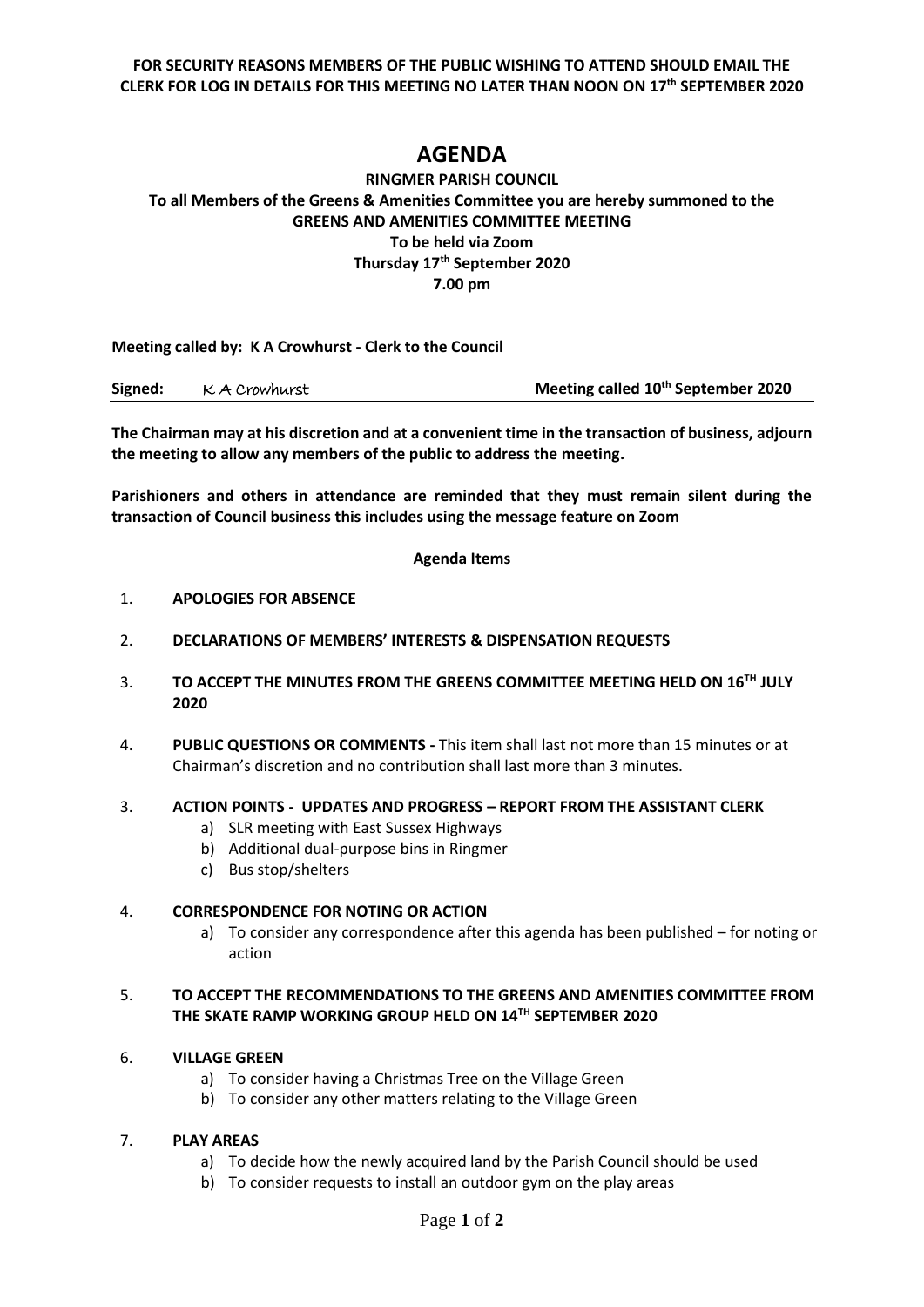**FOR SECURITY REASONS MEMBERS OF THE PUBLIC WISHING TO ATTEND SHOULD EMAIL THE CLERK FOR LOG IN DETAILS FOR THIS MEETING NO LATER THAN NOON ON 17th SEPTEMBER 2020**

# AGENDA

**RINGMER PARISH COUNCIL**
**To all Members of the Greens & Amenities Committee you are hereby summoned to the GREENS AND AMENITIES COMMITTEE MEETING**
**To be held via Zoom**
**Thursday 17th September 2020**
**7.00 pm**

**Meeting called by: K A Crowhurst - Clerk to the Council**

**Signed:** K A Crowhurst **Meeting called 10th September 2020**

**The Chairman may at his discretion and at a convenient time in the transaction of business, adjourn the meeting to allow any members of the public to address the meeting.**

**Parishioners and others in attendance are reminded that they must remain silent during the transaction of Council business this includes using the message feature on Zoom**

**Agenda Items**

1. **APOLOGIES FOR ABSENCE**
2. **DECLARATIONS OF MEMBERS' INTERESTS & DISPENSATION REQUESTS**
3. **TO ACCEPT THE MINUTES FROM THE GREENS COMMITTEE MEETING HELD ON 16TH JULY 2020**
4. **PUBLIC QUESTIONS OR COMMENTS -** This item shall last not more than 15 minutes or at Chairman's discretion and no contribution shall last more than 3 minutes.

3. **ACTION POINTS - UPDATES AND PROGRESS – REPORT FROM THE ASSISTANT CLERK**
   a) SLR meeting with East Sussex Highways
   b) Additional dual-purpose bins in Ringmer
   c) Bus stop/shelters

4. **CORRESPONDENCE FOR NOTING OR ACTION**
   a) To consider any correspondence after this agenda has been published – for noting or action

5. **TO ACCEPT THE RECOMMENDATIONS TO THE GREENS AND AMENITIES COMMITTEE FROM THE SKATE RAMP WORKING GROUP HELD ON 14TH SEPTEMBER 2020**

6. **VILLAGE GREEN**
   a) To consider having a Christmas Tree on the Village Green
   b) To consider any other matters relating to the Village Green

7. **PLAY AREAS**
   a) To decide how the newly acquired land by the Parish Council should be used
   b) To consider requests to install an outdoor gym on the play areas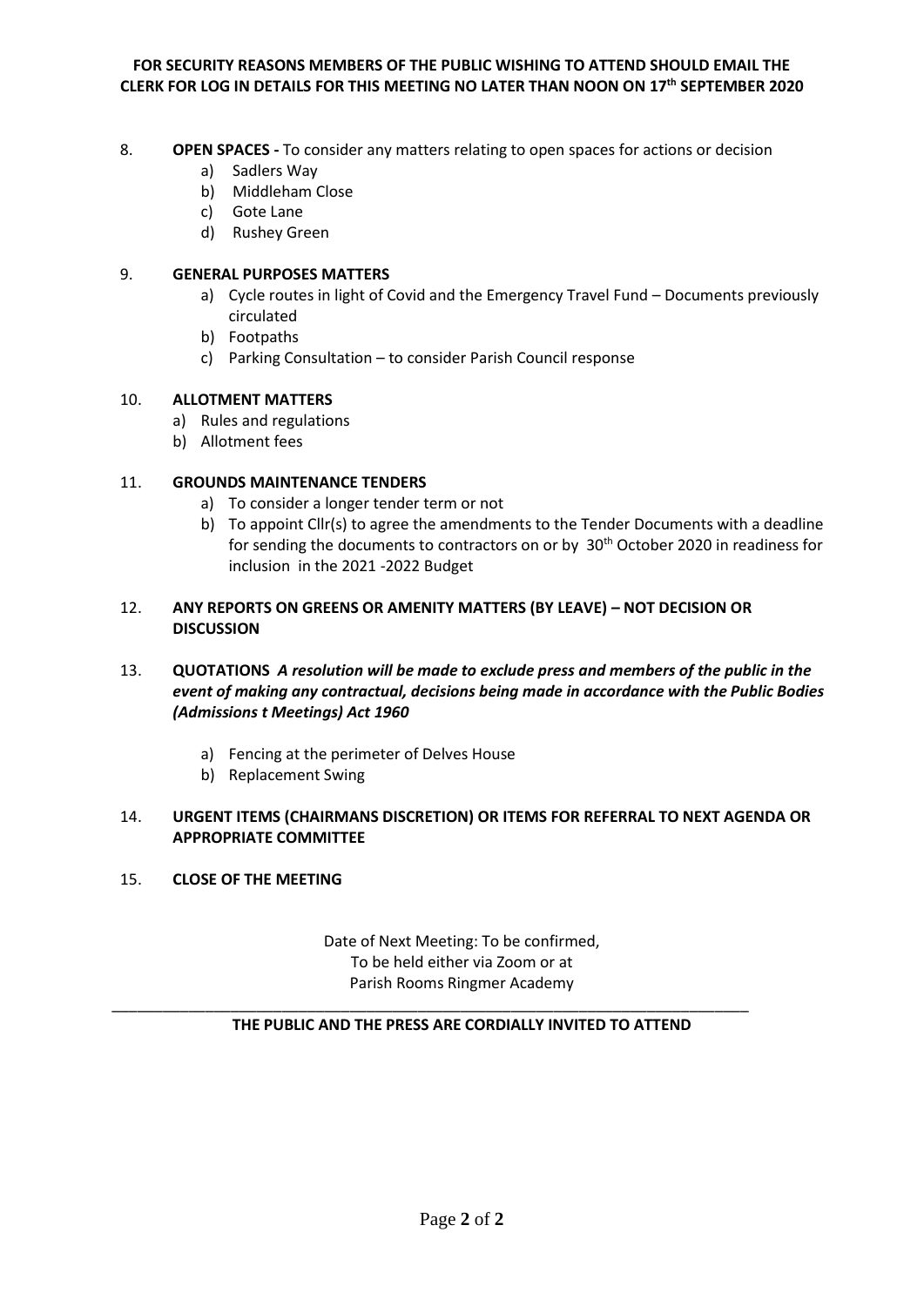**FOR SECURITY REASONS MEMBERS OF THE PUBLIC WISHING TO ATTEND SHOULD EMAIL THE CLERK FOR LOG IN DETAILS FOR THIS MEETING NO LATER THAN NOON ON 17th SEPTEMBER 2020**

8. **OPEN SPACES -** To consider any matters relating to open spaces for actions or decision
    a) Sadlers Way
    b) Middleham Close
    c) Gote Lane
    d) Rushey Green

9. **GENERAL PURPOSES MATTERS**
    a) Cycle routes in light of Covid and the Emergency Travel Fund – Documents previously circulated
    b) Footpaths
    c) Parking Consultation – to consider Parish Council response

10. **ALLOTMENT MATTERS**
    a) Rules and regulations
    b) Allotment fees

11. **GROUNDS MAINTENANCE TENDERS**
    a) To consider a longer tender term or not
    b) To appoint Cllr(s) to agree the amendments to the Tender Documents with a deadline for sending the documents to contractors on or by 30th October 2020 in readiness for inclusion in the 2021 -2022 Budget

12. **ANY REPORTS ON GREENS OR AMENITY MATTERS (BY LEAVE) – NOT DECISION OR DISCUSSION**

13. **QUOTATIONS** ***A resolution will be made to exclude press and members of the public in the event of making any contractual, decisions being made in accordance with the Public Bodies (Admissions t Meetings) Act 1960***
    a) Fencing at the perimeter of Delves House
    b) Replacement Swing

14. **URGENT ITEMS (CHAIRMANS DISCRETION) OR ITEMS FOR REFERRAL TO NEXT AGENDA OR APPROPRIATE COMMITTEE**

15. **CLOSE OF THE MEETING**

Date of Next Meeting: To be confirmed,
To be held either via Zoom or at
Parish Rooms Ringmer Academy

---

**THE PUBLIC AND THE PRESS ARE CORDIALLY INVITED TO ATTEND**